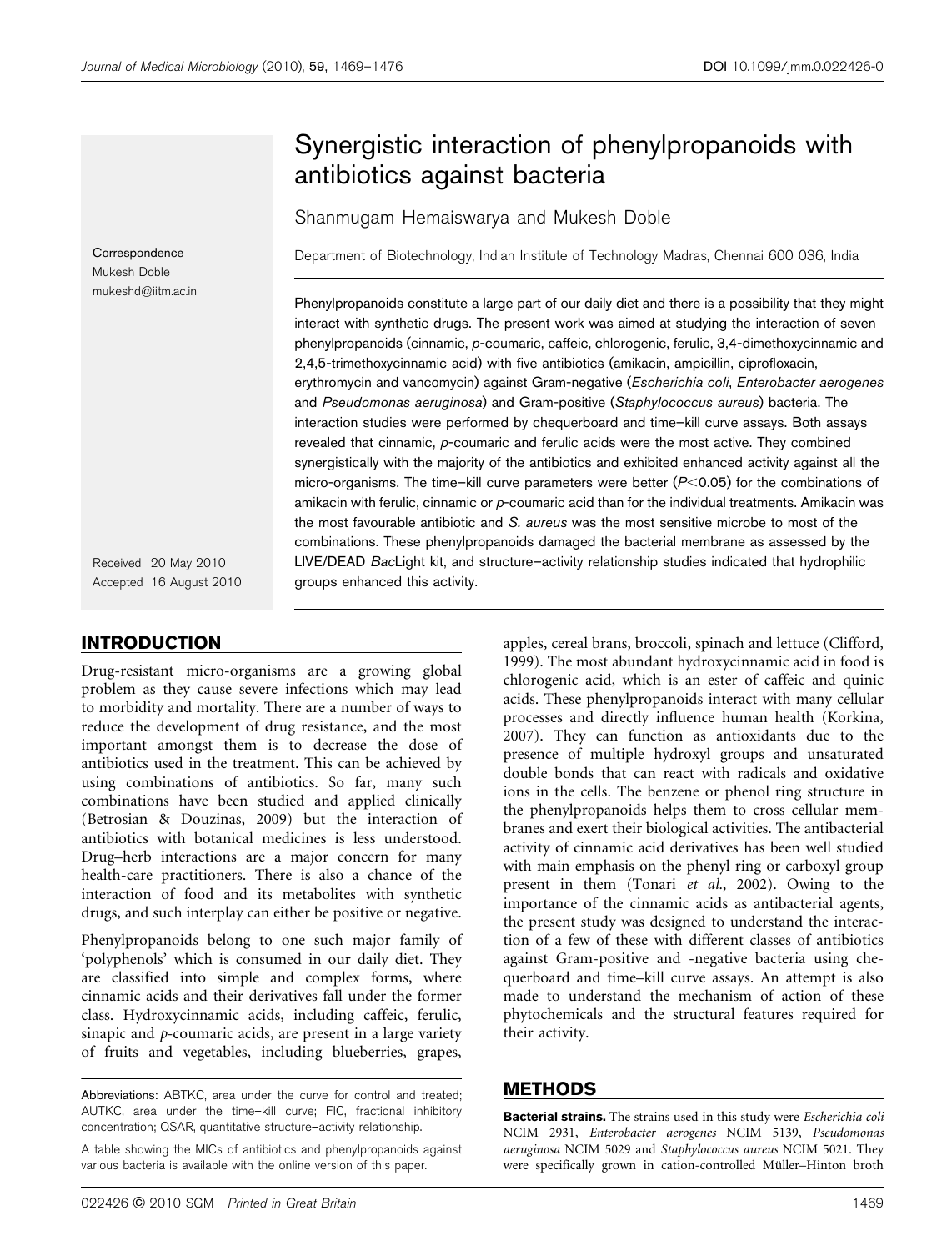# Synergistic interaction of phenylpropanoids with antibiotics against bacteria

Shanmugam Hemaiswarya and Mukesh Doble

Department of Biotechnology, Indian Institute of Technology Madras, Chennai 600 036, India

Correspondence
Mukesh Doble
mukeshd@iitm.ac.in

Received 20 May 2010
Accepted 16 August 2010

Phenylpropanoids constitute a large part of our daily diet and there is a possibility that they might interact with synthetic drugs. The present work was aimed at studying the interaction of seven phenylpropanoids (cinnamic, *p*-coumaric, caffeic, chlorogenic, ferulic, 3,4-dimethoxycinnamic and 2,4,5-trimethoxycinnamic acid) with five antibiotics (amikacin, ampicillin, ciprofloxacin, erythromycin and vancomycin) against Gram-negative (*Escherichia coli*, *Enterobacter aerogenes* and *Pseudomonas aeruginosa*) and Gram-positive (*Staphylococcus aureus*) bacteria. The interaction studies were performed by chequerboard and time–kill curve assays. Both assays revealed that cinnamic, *p*-coumaric and ferulic acids were the most active. They combined synergistically with the majority of the antibiotics and exhibited enhanced activity against all the micro-organisms. The time–kill curve parameters were better ($P<0.05$) for the combinations of amikacin with ferulic, cinnamic or *p*-coumaric acid than for the individual treatments. Amikacin was the most favourable antibiotic and *S. aureus* was the most sensitive microbe to most of the combinations. These phenylpropanoids damaged the bacterial membrane as assessed by the LIVE/DEAD *Bac*Light kit, and structure–activity relationship studies indicated that hydrophilic groups enhanced this activity.

## INTRODUCTION

Drug-resistant micro-organisms are a growing global problem as they cause severe infections which may lead to morbidity and mortality. There are a number of ways to reduce the development of drug resistance, and the most important amongst them is to decrease the dose of antibiotics used in the treatment. This can be achieved by using combinations of antibiotics. So far, many such combinations have been studied and applied clinically (Betrosian & Douzinas, 2009) but the interaction of antibiotics with botanical medicines is less understood. Drug–herb interactions are a major concern for many health-care practitioners. There is also a chance of the interaction of food and its metabolites with synthetic drugs, and such interplay can either be positive or negative.

Phenylpropanoids belong to one such major family of 'polyphenols' which is consumed in our daily diet. They are classified into simple and complex forms, where cinnamic acids and their derivatives fall under the former class. Hydroxycinnamic acids, including caffeic, ferulic, sinapic and *p*-coumaric acids, are present in a large variety of fruits and vegetables, including blueberries, grapes, apples, cereal brans, broccoli, spinach and lettuce (Clifford, 1999). The most abundant hydroxycinnamic acid in food is chlorogenic acid, which is an ester of caffeic and quinic acids. These phenylpropanoids interact with many cellular processes and directly influence human health (Korkina, 2007). They can function as antioxidants due to the presence of multiple hydroxyl groups and unsaturated double bonds that can react with radicals and oxidative ions in the cells. The benzene or phenol ring structure in the phenylpropanoids helps them to cross cellular membranes and exert their biological activities. The antibacterial activity of cinnamic acid derivatives has been well studied with main emphasis on the phenyl ring or carboxyl group present in them (Tonari *et al.*, 2002). Owing to the importance of the cinnamic acids as antibacterial agents, the present study was designed to understand the interaction of a few of these with different classes of antibiotics against Gram-positive and -negative bacteria using chequerboard and time–kill curve assays. An attempt is also made to understand the mechanism of action of these phytochemicals and the structural features required for their activity.

## METHODS

**Bacterial strains.** The strains used in this study were *Escherichia coli* NCIM 2931, *Enterobacter aerogenes* NCIM 5139, *Pseudomonas aeruginosa* NCIM 5029 and *Staphylococcus aureus* NCIM 5021. They were specifically grown in cation-controlled Müller–Hinton broth

Abbreviations: ABTKC, area under the curve for control and treated; AUTKC, area under the time–kill curve; FIC, fractional inhibitory concentration; QSAR, quantitative structure–activity relationship.

A table showing the MICs of antibiotics and phenylpropanoids against various bacteria is available with the online version of this paper.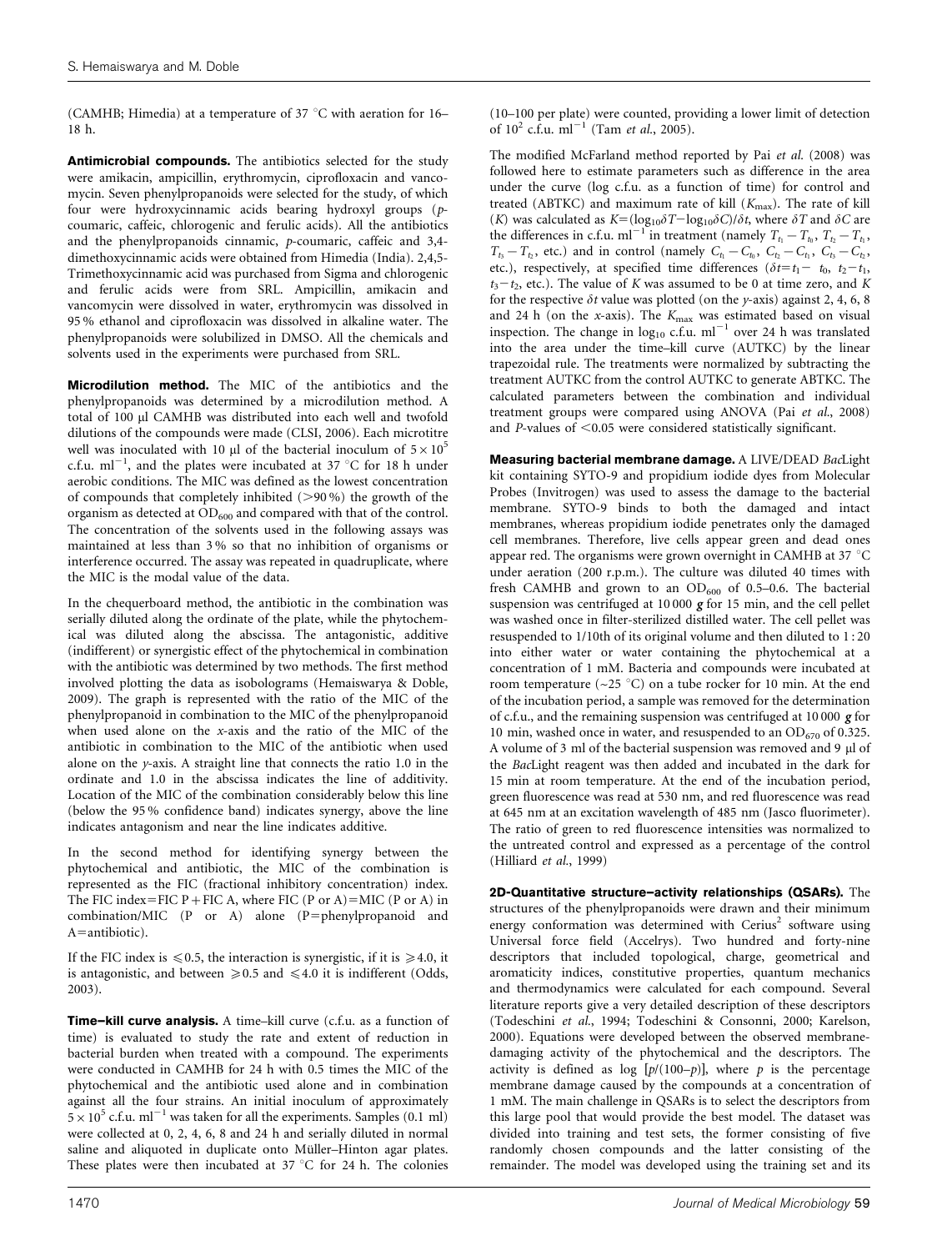(CAMHB; Himedia) at a temperature of 37 °C with aeration for 16–18 h.

**Antimicrobial compounds.** The antibiotics selected for the study were amikacin, ampicillin, erythromycin, ciprofloxacin and vancomycin. Seven phenylpropanoids were selected for the study, of which four were hydroxycinnamic acids bearing hydroxyl groups (*p*-coumaric, caffeic, chlorogenic and ferulic acids). All the antibiotics and the phenylpropanoids cinnamic, *p*-coumaric, caffeic and 3,4-dimethoxycinnamic acids were obtained from Himedia (India). 2,4,5-Trimethoxycinnamic acid was purchased from Sigma and chlorogenic and ferulic acids were from SRL. Ampicillin, amikacin and vancomycin were dissolved in water, erythromycin was dissolved in 95 % ethanol and ciprofloxacin was dissolved in alkaline water. The phenylpropanoids were solubilized in DMSO. All the chemicals and solvents used in the experiments were purchased from SRL.

**Microdilution method.** The MIC of the antibiotics and the phenylpropanoids was determined by a microdilution method. A total of 100 µl CAMHB was distributed into each well and twofold dilutions of the compounds were made (CLSI, 2006). Each microtitre well was inoculated with 10 µl of the bacterial inoculum of $5\times10^5$ c.f.u. $ml^{-1}$, and the plates were incubated at 37 °C for 18 h under aerobic conditions. The MIC was defined as the lowest concentration of compounds that completely inhibited (>90 %) the growth of the organism as detected at $OD_{600}$ and compared with that of the control. The concentration of the solvents used in the following assays was maintained at less than 3 % so that no inhibition of organisms or interference occurred. The assay was repeated in quadruplicate, where the MIC is the modal value of the data.

In the chequerboard method, the antibiotic in the combination was serially diluted along the ordinate of the plate, while the phytochemical was diluted along the abscissa. The antagonistic, additive (indifferent) or synergistic effect of the phytochemical in combination with the antibiotic was determined by two methods. The first method involved plotting the data as isobolograms (Hemaiswarya & Doble, 2009). The graph is represented with the ratio of the MIC of the phenylpropanoid in combination to the MIC of the phenylpropanoid when used alone on the *x*-axis and the ratio of the MIC of the antibiotic in combination to the MIC of the antibiotic when used alone on the *y*-axis. A straight line that connects the ratio 1.0 in the ordinate and 1.0 in the abscissa indicates the line of additivity. Location of the MIC of the combination considerably below this line (below the 95 % confidence band) indicates synergy, above the line indicates antagonism and near the line indicates additive.

In the second method for identifying synergy between the phytochemical and antibiotic, the MIC of the combination is represented as the FIC (fractional inhibitory concentration) index. The FIC index=FIC P+FIC A, where FIC (P or A)=MIC (P or A) in combination/MIC (P or A) alone (P=phenylpropanoid and A=antibiotic).

If the FIC index is $\leqslant 0.5$, the interaction is synergistic, if it is $\geqslant 4.0$, it is antagonistic, and between $\geqslant 0.5$ and $\leqslant 4.0$ it is indifferent (Odds, 2003).

**Time–kill curve analysis.** A time–kill curve (c.f.u. as a function of time) is evaluated to study the rate and extent of reduction in bacterial burden when treated with a compound. The experiments were conducted in CAMHB for 24 h with 0.5 times the MIC of the phytochemical and the antibiotic used alone and in combination against all the four strains. An initial inoculum of approximately $5\times10^5$ c.f.u. $ml^{-1}$ was taken for all the experiments. Samples (0.1 ml) were collected at 0, 2, 4, 6, 8 and 24 h and serially diluted in normal saline and aliquoted in duplicate onto Müller–Hinton agar plates. These plates were then incubated at 37 °C for 24 h. The colonies (10–100 per plate) were counted, providing a lower limit of detection of $10^2$ c.f.u. $ml^{-1}$ (Tam *et al.*, 2005).

The modified McFarland method reported by Pai *et al.* (2008) was followed here to estimate parameters such as difference in the area under the curve (log c.f.u. as a function of time) for control and treated (ABTKC) and maximum rate of kill ($K_{max}$). The rate of kill ($K$) was calculated as $K=(\log_{10}\delta T-\log_{10}\delta C)/\delta t$, where $\delta T$ and $\delta C$ are the differences in c.f.u. $ml^{-1}$ in treatment (namely $T_{t_1}-T_{t_0}$, $T_{t_2}-T_{t_1}$, $T_{t_3}-T_{t_2}$, etc.) and in control (namely $C_{t_1}-C_{t_0}$, $C_{t_2}-C_{t_1}$, $C_{t_3}-C_{t_2}$, etc.), respectively, at specified time differences ($\delta t=t_1-t_0$, $t_2-t_1$, $t_3-t_2$, etc.). The value of $K$ was assumed to be 0 at time zero, and $K$ for the respective $\delta t$ value was plotted (on the *y*-axis) against 2, 4, 6, 8 and 24 h (on the *x*-axis). The $K_{max}$ was estimated based on visual inspection. The change in $\log_{10}$ c.f.u. $ml^{-1}$ over 24 h was translated into the area under the time–kill curve (AUTKC) by the linear trapezoidal rule. The treatments were normalized by subtracting the treatment AUTKC from the control AUTKC to generate ABTKC. The calculated parameters between the combination and individual treatment groups were compared using ANOVA (Pai *et al.*, 2008) and *P*-values of <0.05 were considered statistically significant.

**Measuring bacterial membrane damage.** A LIVE/DEAD *Bac*Light kit containing SYTO-9 and propidium iodide dyes from Molecular Probes (Invitrogen) was used to assess the damage to the bacterial membrane. SYTO-9 binds to both the damaged and intact membranes, whereas propidium iodide penetrates only the damaged cell membranes. Therefore, live cells appear green and dead ones appear red. The organisms were grown overnight in CAMHB at 37 °C under aeration (200 r.p.m.). The culture was diluted 40 times with fresh CAMHB and grown to an $OD_{600}$ of 0.5–0.6. The bacterial suspension was centrifuged at 10 000 ***g*** for 15 min, and the cell pellet was washed once in filter-sterilized distilled water. The cell pellet was resuspended to 1/10th of its original volume and then diluted to 1 : 20 into either water or water containing the phytochemical at a concentration of 1 mM. Bacteria and compounds were incubated at room temperature (~25 °C) on a tube rocker for 10 min. At the end of the incubation period, a sample was removed for the determination of c.f.u., and the remaining suspension was centrifuged at 10 000 ***g*** for 10 min, washed once in water, and resuspended to an $OD_{670}$ of 0.325. A volume of 3 ml of the bacterial suspension was removed and 9 µl of the *Bac*Light reagent was then added and incubated in the dark for 15 min at room temperature. At the end of the incubation period, green fluorescence was read at 530 nm, and red fluorescence was read at 645 nm at an excitation wavelength of 485 nm (Jasco fluorimeter). The ratio of green to red fluorescence intensities was normalized to the untreated control and expressed as a percentage of the control (Hilliard *et al.*, 1999)

**2D-Quantitative structure–activity relationships (QSARs).** The structures of the phenylpropanoids were drawn and their minimum energy conformation was determined with Cerius$^2$ software using Universal force field (Accelrys). Two hundred and forty-nine descriptors that included topological, charge, geometrical and aromaticity indices, constitutive properties, quantum mechanics and thermodynamics were calculated for each compound. Several literature reports give a very detailed description of these descriptors (Todeschini *et al.*, 1994; Todeschini & Consonni, 2000; Karelson, 2000). Equations were developed between the observed membrane-damaging activity of the phytochemical and the descriptors. The activity is defined as log $[p/(100-p)]$, where $p$ is the percentage membrane damage caused by the compounds at a concentration of 1 mM. The main challenge in QSARs is to select the descriptors from this large pool that would provide the best model. The dataset was divided into training and test sets, the former consisting of five randomly chosen compounds and the latter consisting of the remainder. The model was developed using the training set and its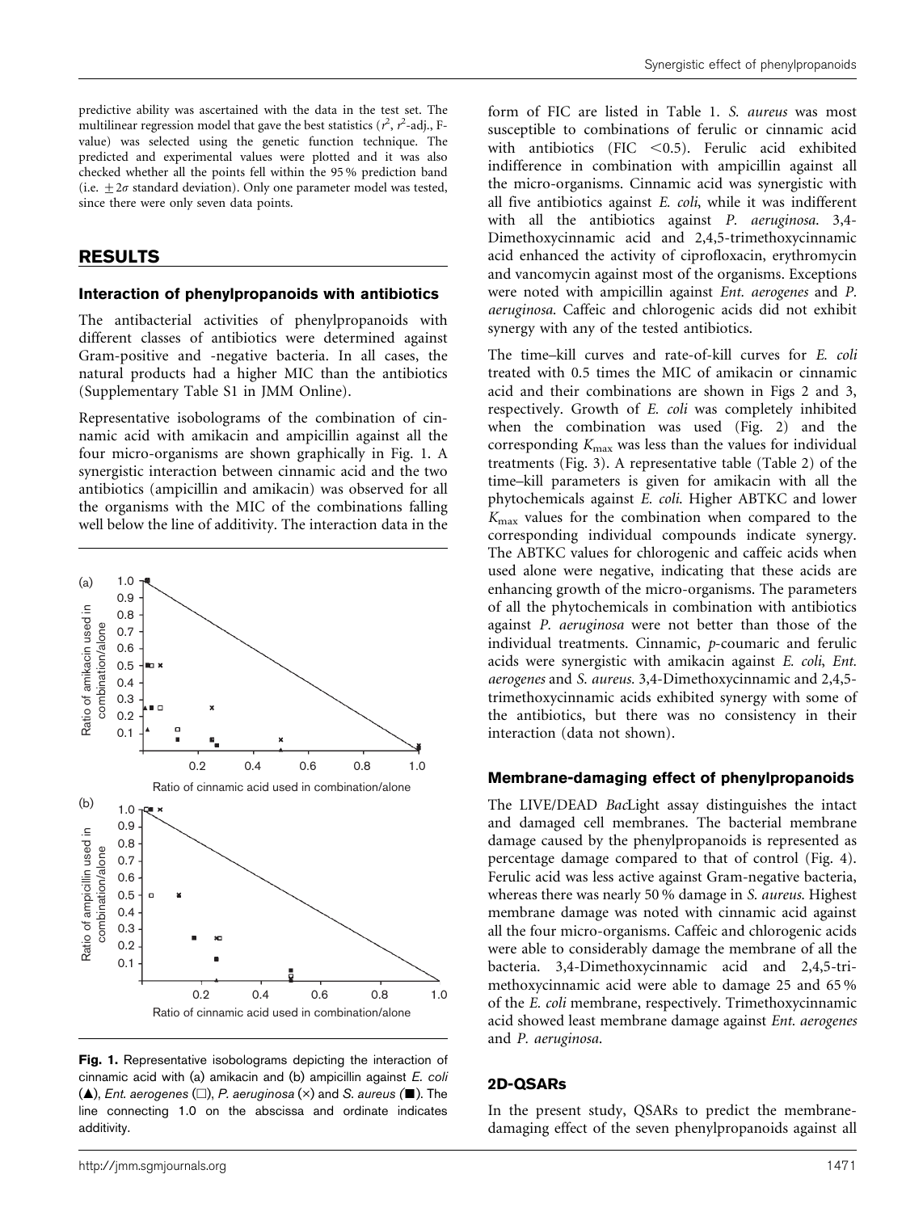predictive ability was ascertained with the data in the test set. The multilinear regression model that gave the best statistics ($r^2$, $r^2$-adj., F-value) was selected using the genetic function technique. The predicted and experimental values were plotted and it was also checked whether all the points fell within the 95 % prediction band (i.e. $\pm 2\sigma$ standard deviation). Only one parameter model was tested, since there were only seven data points.

## RESULTS

### Interaction of phenylpropanoids with antibiotics

The antibacterial activities of phenylpropanoids with different classes of antibiotics were determined against Gram-positive and -negative bacteria. In all cases, the natural products had a higher MIC than the antibiotics (Supplementary Table S1 in JMM Online).

Representative isobolograms of the combination of cinnamic acid with amikacin and ampicillin against all the four micro-organisms are shown graphically in Fig. 1. A synergistic interaction between cinnamic acid and the two antibiotics (ampicillin and amikacin) was observed for all the organisms with the MIC of the combinations falling well below the line of additivity. The interaction data in the form of FIC are listed in Table 1. *S. aureus* was most susceptible to combinations of ferulic or cinnamic acid with antibiotics (FIC <0.5). Ferulic acid exhibited indifference in combination with ampicillin against all the micro-organisms. Cinnamic acid was synergistic with all five antibiotics against *E. coli*, while it was indifferent with all the antibiotics against *P. aeruginosa*. 3,4-Dimethoxycinnamic acid and 2,4,5-trimethoxycinnamic acid enhanced the activity of ciprofloxacin, erythromycin and vancomycin against most of the organisms. Exceptions were noted with ampicillin against *Ent. aerogenes* and *P. aeruginosa*. Caffeic and chlorogenic acids did not exhibit synergy with any of the tested antibiotics.

Fig. 1. Representative isobolograms depicting the interaction of cinnamic acid with (a) amikacin and (b) ampicillin against *E. coli* (▲), *Ent. aerogenes* (□), *P. aeruginosa* (×) and *S. aureus* (■). The line connecting 1.0 on the abscissa and ordinate indicates additivity.

The time–kill curves and rate-of-kill curves for *E. coli* treated with 0.5 times the MIC of amikacin or cinnamic acid and their combinations are shown in Figs 2 and 3, respectively. Growth of *E. coli* was completely inhibited when the combination was used (Fig. 2) and the corresponding $K_{max}$ was less than the values for individual treatments (Fig. 3). A representative table (Table 2) of the time–kill parameters is given for amikacin with all the phytochemicals against *E. coli*. Higher ABTKC and lower $K_{max}$ values for the combination when compared to the corresponding individual compounds indicate synergy. The ABTKC values for chlorogenic and caffeic acids when used alone were negative, indicating that these acids are enhancing growth of the micro-organisms. The parameters of all the phytochemicals in combination with antibiotics against *P. aeruginosa* were not better than those of the individual treatments. Cinnamic, *p*-coumaric and ferulic acids were synergistic with amikacin against *E. coli*, *Ent. aerogenes* and *S. aureus*. 3,4-Dimethoxycinnamic and 2,4,5-trimethoxycinnamic acids exhibited synergy with some of the antibiotics, but there was no consistency in their interaction (data not shown).

### Membrane-damaging effect of phenylpropanoids

The LIVE/DEAD *Bac*Light assay distinguishes the intact and damaged cell membranes. The bacterial membrane damage caused by the phenylpropanoids is represented as percentage damage compared to that of control (Fig. 4). Ferulic acid was less active against Gram-negative bacteria, whereas there was nearly 50 % damage in *S. aureus*. Highest membrane damage was noted with cinnamic acid against all the four micro-organisms. Caffeic and chlorogenic acids were able to considerably damage the membrane of all the bacteria. 3,4-Dimethoxycinnamic acid and 2,4,5-trimethoxycinnamic acid were able to damage 25 and 65 % of the *E. coli* membrane, respectively. Trimethoxycinnamic acid showed least membrane damage against *Ent. aerogenes* and *P. aeruginosa*.

### 2D-QSARs

In the present study, QSARs to predict the membrane-damaging effect of the seven phenylpropanoids against all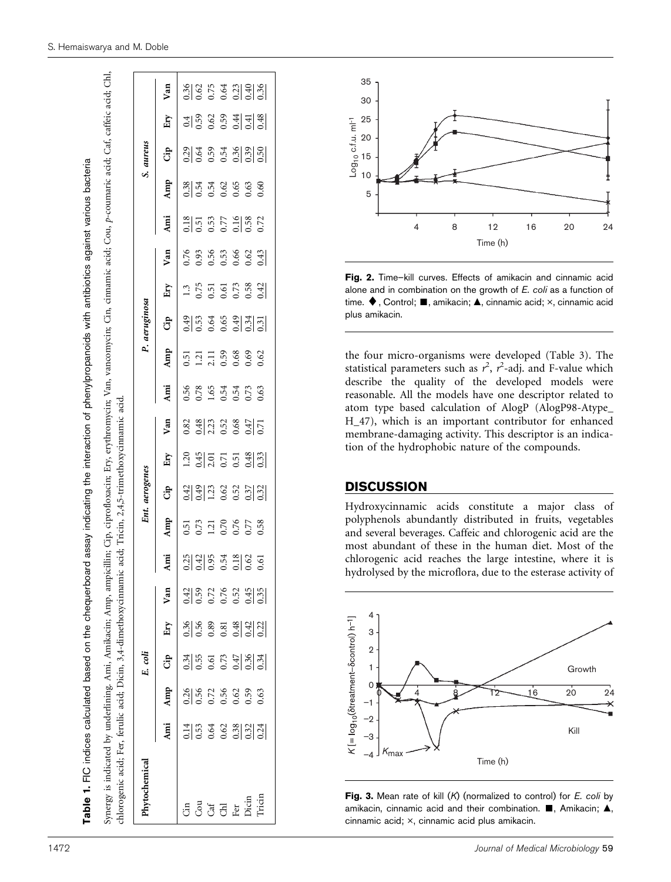**Table 1.** FIC indices calculated based on the chequerboard assay indicating the interaction of phenylpropanoids with antibiotics against various bacteria

Synergy is indicated by underlining. Ami, Amikacin; Amp, ampicillin; Cip, ciprofloxacin; Ery, erythromycin; Van, vancomycin; Cin, cinnamic acid; Cou, *p*-coumaric acid; Caf, caffeic acid; Chl, chlorogenic acid; Fer, ferulic acid; Dicin, 3,4-dimethoxycinnamic acid; Tricin, 2,4,5-trimethoxycinnamic acid.

| Phytochemical | *E. coli* | | | | | *Ent. aerogenes* | | | | | *P. aeruginosa* | | | | | *S. aureus* | | | | |
|---|---|---|---|---|---|---|---|---|---|---|---|---|---|---|---|---|---|---|---|---|
| | Ami | Amp | Cip | Ery | Van | Ami | Amp | Cip | Ery | Van | Ami | Amp | Cip | Ery | Van | Ami | Amp | Cip | Ery | Van |
| Cin | 0.14 | 0.26 | 0.34 | 0.36 | 0.42 | 0.25 | 0.51 | 0.42 | 1.20 | 0.82 | 0.56 | 0.51 | 0.49 | 1.3 | 0.76 | 0.18 | 0.38 | 0.29 | 0.4 | 0.36 |
| Cou | 0.53 | 0.56 | 0.55 | 0.56 | 0.59 | 0.42 | 0.73 | 0.49 | 0.45 | 0.48 | 0.78 | 1.21 | 0.53 | 0.75 | 0.93 | 0.51 | 0.54 | 0.64 | 0.59 | 0.62 |
| Caf | 0.64 | 0.72 | 0.61 | 0.89 | 0.72 | 0.95 | 1.21 | 1.23 | 2.01 | 2.23 | 1.65 | 2.11 | 0.64 | 0.51 | 0.56 | 0.53 | 0.54 | 0.59 | 0.62 | 0.75 |
| Chl | 0.62 | 0.56 | 0.73 | 0.81 | 0.76 | 0.54 | 0.70 | 0.62 | 0.71 | 0.52 | 0.54 | 0.59 | 0.65 | 0.61 | 0.53 | 0.77 | 0.62 | 0.54 | 0.59 | 0.64 |
| Fer | 0.38 | 0.62 | 0.47 | 0.48 | 0.52 | 0.18 | 0.76 | 0.52 | 0.51 | 0.68 | 0.54 | 0.68 | 0.49 | 0.73 | 0.66 | 0.16 | 0.65 | 0.36 | 0.44 | 0.23 |
| Dicin | 0.32 | 0.59 | 0.36 | 0.42 | 0.45 | 0.62 | 0.77 | 0.37 | 0.48 | 0.47 | 0.73 | 0.69 | 0.34 | 0.58 | 0.62 | 0.58 | 0.63 | 0.39 | 0.41 | 0.40 |
| Tricin | 0.24 | 0.63 | 0.34 | 0.22 | 0.35 | 0.61 | 0.58 | 0.32 | 0.33 | 0.71 | 0.63 | 0.62 | 0.31 | 0.42 | 0.43 | 0.72 | 0.60 | 0.50 | 0.48 | 0.36 |

**Fig. 2.** Time–kill curves. Effects of amikacin and cinnamic acid alone and in combination on the growth of *E. coli* as a function of time. ♦, Control; ■, amikacin; ▲, cinnamic acid; ×, cinnamic acid plus amikacin.

the four micro-organisms were developed (Table 3). The statistical parameters such as $r^2$, $r^2$-adj. and F-value which describe the quality of the developed models were reasonable. All the models have one descriptor related to atom type based calculation of AlogP (AlogP98-Atype_H_47), which is an important contributor for enhanced membrane-damaging activity. This descriptor is an indication of the hydrophobic nature of the compounds.

## DISCUSSION

Hydroxycinnamic acids constitute a major class of polyphenols abundantly distributed in fruits, vegetables and several beverages. Caffeic and chlorogenic acid are the most abundant of these in the human diet. Most of the chlorogenic acid reaches the large intestine, where it is hydrolysed by the microflora, due to the esterase activity of

**Fig. 3.** Mean rate of kill ($K$) (normalized to control) for *E. coli* by amikacin, cinnamic acid and their combination. ■, Amikacin; ▲, cinnamic acid; ×, cinnamic acid plus amikacin.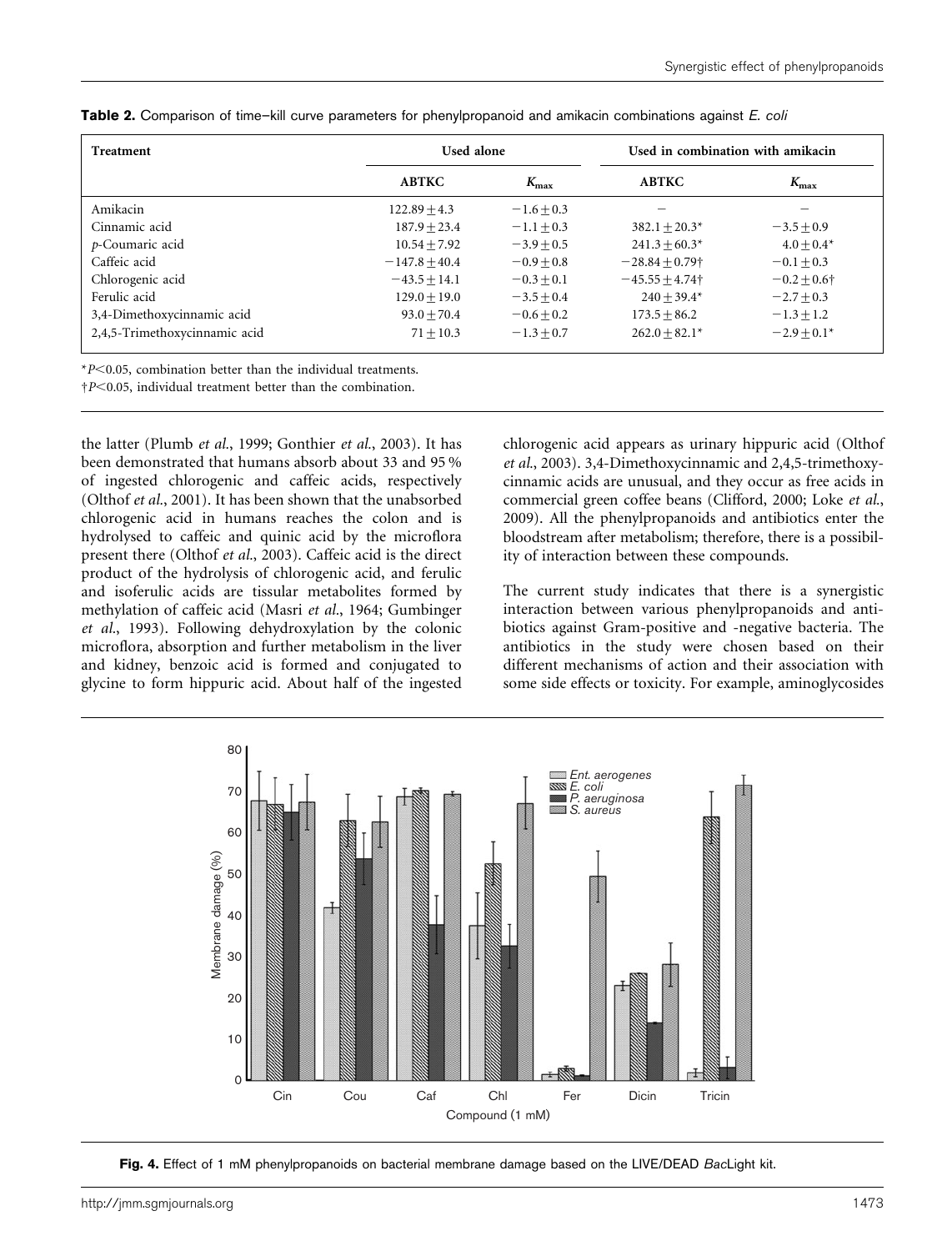**Table 2.** Comparison of time–kill curve parameters for phenylpropanoid and amikacin combinations against *E. coli*

| Treatment | Used alone | | Used in combination with amikacin | |
|---|---|---|---|---|
| | ABTKC | $K_{max}$ | ABTKC | $K_{max}$ |
| Amikacin | 122.89 ± 4.3 | −1.6 ± 0.3 | – | – |
| Cinnamic acid | 187.9 ± 23.4 | −1.1 ± 0.3 | 382.1 ± 20.3* | −3.5 ± 0.9 |
| *p*-Coumaric acid | 10.54 ± 7.92 | −3.9 ± 0.5 | 241.3 ± 60.3* | 4.0 ± 0.4* |
| Caffeic acid | −147.8 ± 40.4 | −0.9 ± 0.8 | −28.84 ± 0.79† | −0.1 ± 0.3 |
| Chlorogenic acid | −43.5 ± 14.1 | −0.3 ± 0.1 | −45.55 ± 4.74† | −0.2 ± 0.6† |
| Ferulic acid | 129.0 ± 19.0 | −3.5 ± 0.4 | 240 ± 39.4* | −2.7 ± 0.3 |
| 3,4-Dimethoxycinnamic acid | 93.0 ± 70.4 | −0.6 ± 0.2 | 173.5 ± 86.2 | −1.3 ± 1.2 |
| 2,4,5-Trimethoxycinnamic acid | 71 ± 10.3 | −1.3 ± 0.7 | 262.0 ± 82.1* | −2.9 ± 0.1* |

*$P<0.05$, combination better than the individual treatments.
†$P<0.05$, individual treatment better than the combination.

the latter (Plumb *et al.*, 1999; Gonthier *et al.*, 2003). It has been demonstrated that humans absorb about 33 and 95 % of ingested chlorogenic and caffeic acids, respectively (Olthof *et al.*, 2001). It has been shown that the unabsorbed chlorogenic acid in humans reaches the colon and is hydrolysed to caffeic and quinic acid by the microflora present there (Olthof *et al.*, 2003). Caffeic acid is the direct product of the hydrolysis of chlorogenic acid, and ferulic and isoferulic acids are tissular metabolites formed by methylation of caffeic acid (Masri *et al.*, 1964; Gumbinger *et al.*, 1993). Following dehydroxylation by the colonic microflora, absorption and further metabolism in the liver and kidney, benzoic acid is formed and conjugated to glycine to form hippuric acid. About half of the ingested chlorogenic acid appears as urinary hippuric acid (Olthof *et al.*, 2003). 3,4-Dimethoxycinnamic and 2,4,5-trimethoxycinnamic acids are unusual, and they occur as free acids in commercial green coffee beans (Clifford, 2000; Loke *et al.*, 2009). All the phenylpropanoids and antibiotics enter the bloodstream after metabolism; therefore, there is a possibility of interaction between these compounds.

The current study indicates that there is a synergistic interaction between various phenylpropanoids and antibiotics against Gram-positive and -negative bacteria. The antibiotics in the study were chosen based on their different mechanisms of action and their association with some side effects or toxicity. For example, aminoglycosides

**Fig. 4.** Effect of 1 mM phenylpropanoids on bacterial membrane damage based on the LIVE/DEAD *Bac*Light kit.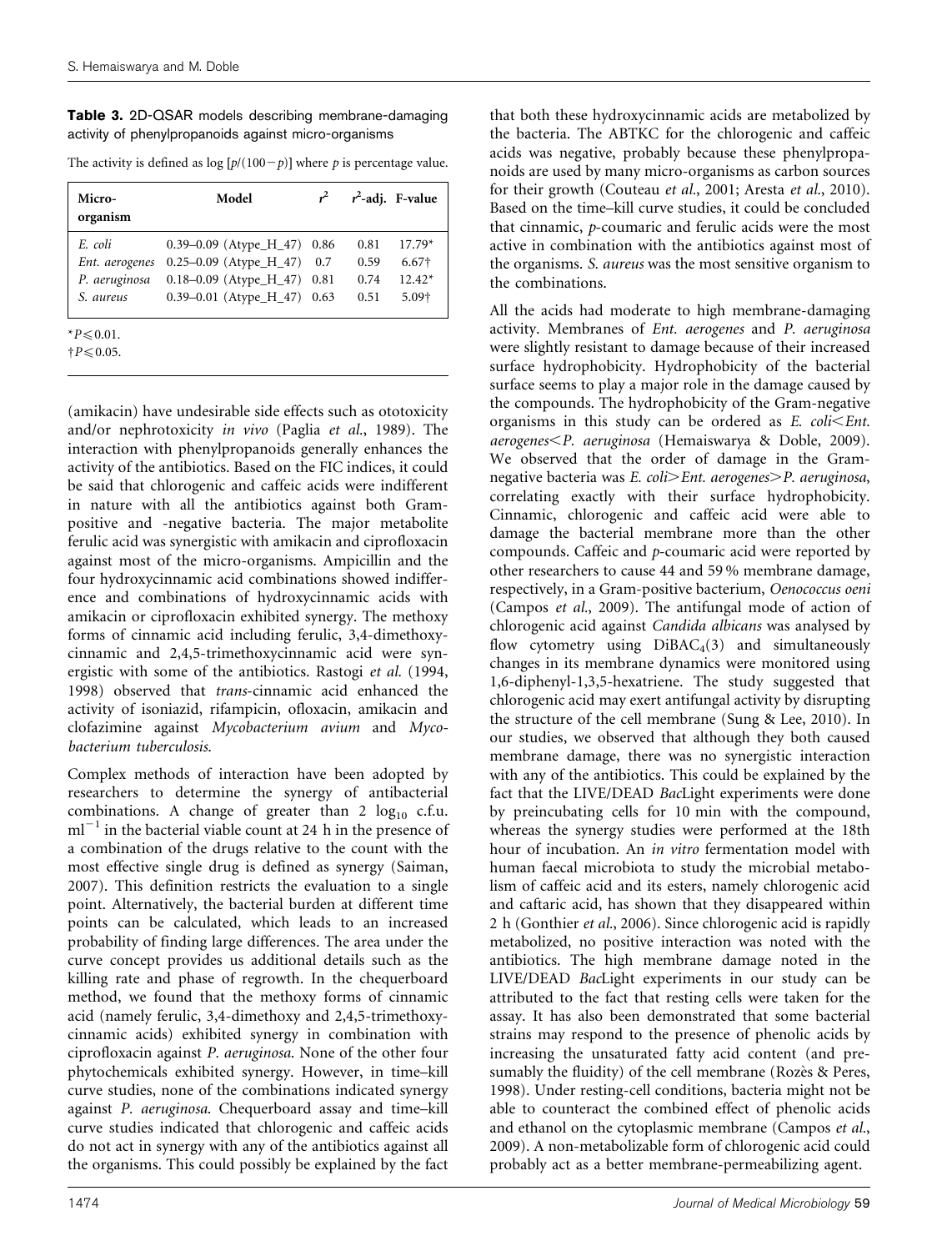**Table 3.** 2D-QSAR models describing membrane-damaging activity of phenylpropanoids against micro-organisms

The activity is defined as $\log [p/(100-p)]$ where $p$ is percentage value.

| Micro-organism | Model | $r^2$ | $r^2$-adj. | F-value |
|---|---|---|---|---|
| *E. coli* | 0.39–0.09 (Atype_H_47) | 0.86 | 0.81 | 17.79* |
| *Ent. aerogenes* | 0.25–0.09 (Atype_H_47) | 0.7 | 0.59 | 6.67† |
| *P. aeruginosa* | 0.18–0.09 (Atype_H_47) | 0.81 | 0.74 | 12.42* |
| *S. aureus* | 0.39–0.01 (Atype_H_47) | 0.63 | 0.51 | 5.09† |

*$P \leqslant 0.01$.
†$P \leqslant 0.05$.

(amikacin) have undesirable side effects such as ototoxicity and/or nephrotoxicity *in vivo* (Paglia *et al.*, 1989). The interaction with phenylpropanoids generally enhances the activity of the antibiotics. Based on the FIC indices, it could be said that chlorogenic and caffeic acids were indifferent in nature with all the antibiotics against both Gram-positive and -negative bacteria. The major metabolite ferulic acid was synergistic with amikacin and ciprofloxacin against most of the micro-organisms. Ampicillin and the four hydroxycinnamic acid combinations showed indifference and combinations of hydroxycinnamic acids with amikacin or ciprofloxacin exhibited synergy. The methoxy forms of cinnamic acid including ferulic, 3,4-dimethoxycinnamic and 2,4,5-trimethoxycinnamic acid were synergistic with some of the antibiotics. Rastogi *et al.* (1994, 1998) observed that *trans*-cinnamic acid enhanced the activity of isoniazid, rifampicin, ofloxacin, amikacin and clofazimine against *Mycobacterium avium* and *Mycobacterium tuberculosis.*

Complex methods of interaction have been adopted by researchers to determine the synergy of antibacterial combinations. A change of greater than 2 $\log_{10}$ c.f.u. $\mathrm{ml}^{-1}$ in the bacterial viable count at 24 h in the presence of a combination of the drugs relative to the count with the most effective single drug is defined as synergy (Saiman, 2007). This definition restricts the evaluation to a single point. Alternatively, the bacterial burden at different time points can be calculated, which leads to an increased probability of finding large differences. The area under the curve concept provides us additional details such as the killing rate and phase of regrowth. In the chequerboard method, we found that the methoxy forms of cinnamic acid (namely ferulic, 3,4-dimethoxy and 2,4,5-trimethoxycinnamic acids) exhibited synergy in combination with ciprofloxacin against *P. aeruginosa.* None of the other four phytochemicals exhibited synergy. However, in time–kill curve studies, none of the combinations indicated synergy against *P. aeruginosa.* Chequerboard assay and time–kill curve studies indicated that chlorogenic and caffeic acids do not act in synergy with any of the antibiotics against all the organisms. This could possibly be explained by the fact that both these hydroxycinnamic acids are metabolized by the bacteria. The ABTKC for the chlorogenic and caffeic acids was negative, probably because these phenylpropanoids are used by many micro-organisms as carbon sources for their growth (Couteau *et al.*, 2001; Aresta *et al.*, 2010). Based on the time–kill curve studies, it could be concluded that cinnamic, *p*-coumaric and ferulic acids were the most active in combination with the antibiotics against most of the organisms. *S. aureus* was the most sensitive organism to the combinations.

All the acids had moderate to high membrane-damaging activity. Membranes of *Ent. aerogenes* and *P. aeruginosa* were slightly resistant to damage because of their increased surface hydrophobicity. Hydrophobicity of the bacterial surface seems to play a major role in the damage caused by the compounds. The hydrophobicity of the Gram-negative organisms in this study can be ordered as *E. coli*<*Ent. aerogenes*<*P. aeruginosa* (Hemaiswarya & Doble, 2009). We observed that the order of damage in the Gram-negative bacteria was *E. coli*>*Ent. aerogenes*>*P. aeruginosa*, correlating exactly with their surface hydrophobicity. Cinnamic, chlorogenic and caffeic acid were able to damage the bacterial membrane more than the other compounds. Caffeic and *p*-coumaric acid were reported by other researchers to cause 44 and 59 % membrane damage, respectively, in a Gram-positive bacterium, *Oenococcus oeni* (Campos *et al.*, 2009). The antifungal mode of action of chlorogenic acid against *Candida albicans* was analysed by flow cytometry using $\mathrm{DiBAC_4(3)}$ and simultaneously changes in its membrane dynamics were monitored using 1,6-diphenyl-1,3,5-hexatriene. The study suggested that chlorogenic acid may exert antifungal activity by disrupting the structure of the cell membrane (Sung & Lee, 2010). In our studies, we observed that although they both caused membrane damage, there was no synergistic interaction with any of the antibiotics. This could be explained by the fact that the LIVE/DEAD *Bac*Light experiments were done by preincubating cells for 10 min with the compound, whereas the synergy studies were performed at the 18th hour of incubation. An *in vitro* fermentation model with human faecal microbiota to study the microbial metabolism of caffeic acid and its esters, namely chlorogenic acid and caftaric acid, has shown that they disappeared within 2 h (Gonthier *et al.*, 2006). Since chlorogenic acid is rapidly metabolized, no positive interaction was noted with the antibiotics. The high membrane damage noted in the LIVE/DEAD *Bac*Light experiments in our study can be attributed to the fact that resting cells were taken for the assay. It has also been demonstrated that some bacterial strains may respond to the presence of phenolic acids by increasing the unsaturated fatty acid content (and presumably the fluidity) of the cell membrane (Rozès & Peres, 1998). Under resting-cell conditions, bacteria might not be able to counteract the combined effect of phenolic acids and ethanol on the cytoplasmic membrane (Campos *et al.*, 2009). A non-metabolizable form of chlorogenic acid could probably act as a better membrane-permeabilizing agent.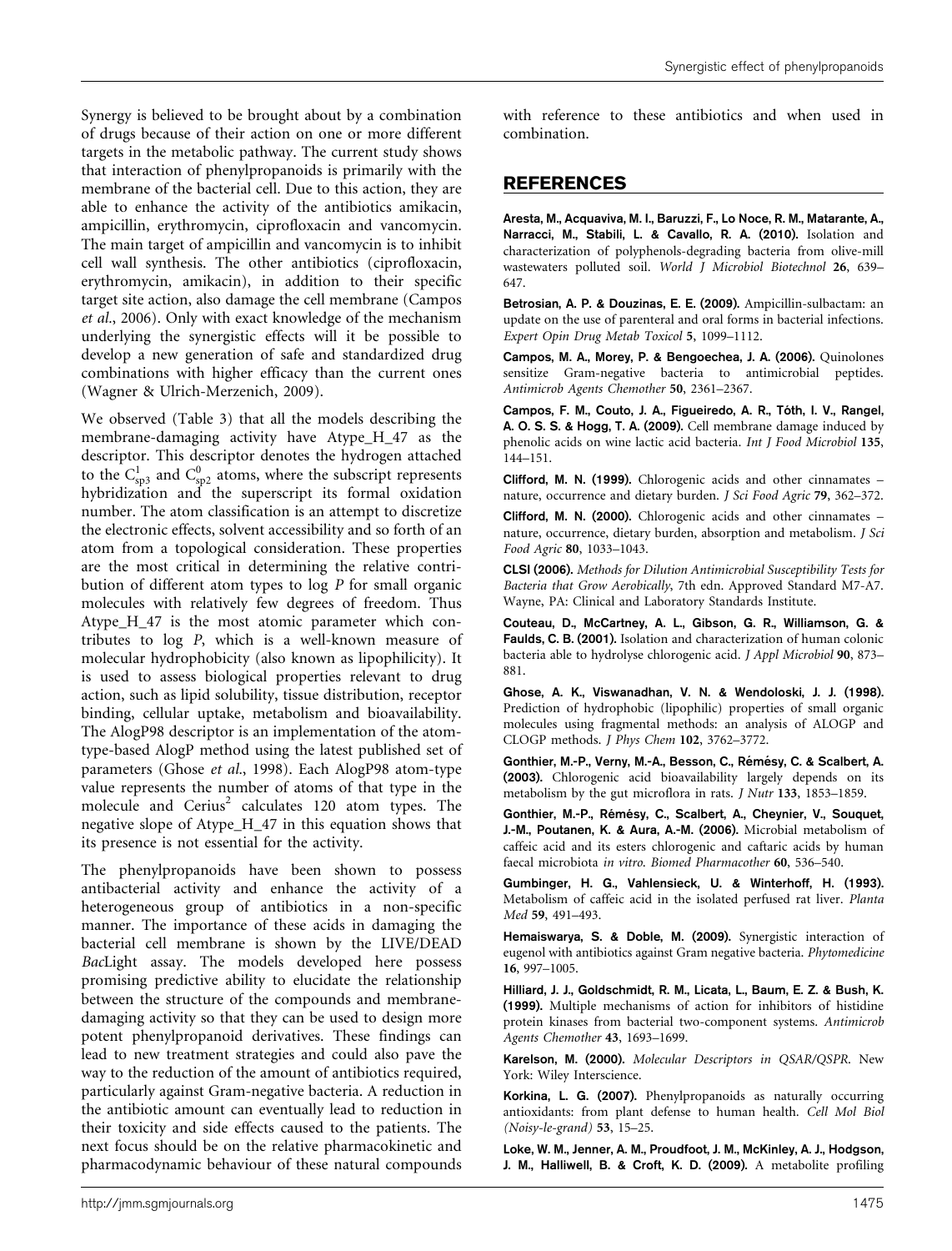Synergy is believed to be brought about by a combination of drugs because of their action on one or more different targets in the metabolic pathway. The current study shows that interaction of phenylpropanoids is primarily with the membrane of the bacterial cell. Due to this action, they are able to enhance the activity of the antibiotics amikacin, ampicillin, erythromycin, ciprofloxacin and vancomycin. The main target of ampicillin and vancomycin is to inhibit cell wall synthesis. The other antibiotics (ciprofloxacin, erythromycin, amikacin), in addition to their specific target site action, also damage the cell membrane (Campos *et al.*, 2006). Only with exact knowledge of the mechanism underlying the synergistic effects will it be possible to develop a new generation of safe and standardized drug combinations with higher efficacy than the current ones (Wagner & Ulrich-Merzenich, 2009).

We observed (Table 3) that all the models describing the membrane-damaging activity have Atype_H_47 as the descriptor. This descriptor denotes the hydrogen attached to the $C^{1}_{sp3}$ and $C^{0}_{sp2}$ atoms, where the subscript represents hybridization and the superscript its formal oxidation number. The atom classification is an attempt to discretize the electronic effects, solvent accessibility and so forth of an atom from a topological consideration. These properties are the most critical in determining the relative contribution of different atom types to log *P* for small organic molecules with relatively few degrees of freedom. Thus Atype_H_47 is the most atomic parameter which contributes to log *P*, which is a well-known measure of molecular hydrophobicity (also known as lipophilicity). It is used to assess biological properties relevant to drug action, such as lipid solubility, tissue distribution, receptor binding, cellular uptake, metabolism and bioavailability. The AlogP98 descriptor is an implementation of the atom-type-based AlogP method using the latest published set of parameters (Ghose *et al.*, 1998). Each AlogP98 atom-type value represents the number of atoms of that type in the molecule and Cerius[2] calculates 120 atom types. The negative slope of Atype_H_47 in this equation shows that its presence is not essential for the activity.

The phenylpropanoids have been shown to possess antibacterial activity and enhance the activity of a heterogeneous group of antibiotics in a non-specific manner. The importance of these acids in damaging the bacterial cell membrane is shown by the LIVE/DEAD *Bac*Light assay. The models developed here possess promising predictive ability to elucidate the relationship between the structure of the compounds and membrane-damaging activity so that they can be used to design more potent phenylpropanoid derivatives. These findings can lead to new treatment strategies and could also pave the way to the reduction of the amount of antibiotics required, particularly against Gram-negative bacteria. A reduction in the antibiotic amount can eventually lead to reduction in their toxicity and side effects caused to the patients. The next focus should be on the relative pharmacokinetic and pharmacodynamic behaviour of these natural compounds with reference to these antibiotics and when used in combination.

## REFERENCES

**Aresta, M., Acquaviva, M. I., Baruzzi, F., Lo Noce, R. M., Matarante, A., Narracci, M., Stabili, L. & Cavallo, R. A. (2010).** Isolation and characterization of polyphenols-degrading bacteria from olive-mill wastewaters polluted soil. *World J Microbiol Biotechnol* **26**, 639–647.

**Betrosian, A. P. & Douzinas, E. E. (2009).** Ampicillin-sulbactam: an update on the use of parenteral and oral forms in bacterial infections. *Expert Opin Drug Metab Toxicol* **5**, 1099–1112.

**Campos, M. A., Morey, P. & Bengoechea, J. A. (2006).** Quinolones sensitize Gram-negative bacteria to antimicrobial peptides. *Antimicrob Agents Chemother* **50**, 2361–2367.

**Campos, F. M., Couto, J. A., Figueiredo, A. R., Tóth, I. V., Rangel, A. O. S. S. & Hogg, T. A. (2009).** Cell membrane damage induced by phenolic acids on wine lactic acid bacteria. *Int J Food Microbiol* **135**, 144–151.

**Clifford, M. N. (1999).** Chlorogenic acids and other cinnamates – nature, occurrence and dietary burden. *J Sci Food Agric* **79**, 362–372.

**Clifford, M. N. (2000).** Chlorogenic acids and other cinnamates – nature, occurrence, dietary burden, absorption and metabolism. *J Sci Food Agric* **80**, 1033–1043.

**CLSI (2006).** *Methods for Dilution Antimicrobial Susceptibility Tests for Bacteria that Grow Aerobically*, 7th edn. Approved Standard M7-A7. Wayne, PA: Clinical and Laboratory Standards Institute.

**Couteau, D., McCartney, A. L., Gibson, G. R., Williamson, G. & Faulds, C. B. (2001).** Isolation and characterization of human colonic bacteria able to hydrolyse chlorogenic acid. *J Appl Microbiol* **90**, 873–881.

**Ghose, A. K., Viswanadhan, V. N. & Wendoloski, J. J. (1998).** Prediction of hydrophobic (lipophilic) properties of small organic molecules using fragmental methods: an analysis of ALOGP and CLOGP methods. *J Phys Chem* **102**, 3762–3772.

**Gonthier, M.-P., Verny, M.-A., Besson, C., Rémésy, C. & Scalbert, A. (2003).** Chlorogenic acid bioavailability largely depends on its metabolism by the gut microflora in rats. *J Nutr* **133**, 1853–1859.

**Gonthier, M.-P., Rémésy, C., Scalbert, A., Cheynier, V., Souquet, J.-M., Poutanen, K. & Aura, A.-M. (2006).** Microbial metabolism of caffeic acid and its esters chlorogenic and caftaric acids by human faecal microbiota *in vitro*. *Biomed Pharmacother* **60**, 536–540.

**Gumbinger, H. G., Vahlensieck, U. & Winterhoff, H. (1993).** Metabolism of caffeic acid in the isolated perfused rat liver. *Planta Med* **59**, 491–493.

**Hemaiswarya, S. & Doble, M. (2009).** Synergistic interaction of eugenol with antibiotics against Gram negative bacteria. *Phytomedicine* **16**, 997–1005.

**Hilliard, J. J., Goldschmidt, R. M., Licata, L., Baum, E. Z. & Bush, K. (1999).** Multiple mechanisms of action for inhibitors of histidine protein kinases from bacterial two-component systems. *Antimicrob Agents Chemother* **43**, 1693–1699.

**Karelson, M. (2000).** *Molecular Descriptors in QSAR/QSPR*. New York: Wiley Interscience.

**Korkina, L. G. (2007).** Phenylpropanoids as naturally occurring antioxidants: from plant defense to human health. *Cell Mol Biol (Noisy-le-grand)* **53**, 15–25.

**Loke, W. M., Jenner, A. M., Proudfoot, J. M., McKinley, A. J., Hodgson, J. M., Halliwell, B. & Croft, K. D. (2009).** A metabolite profiling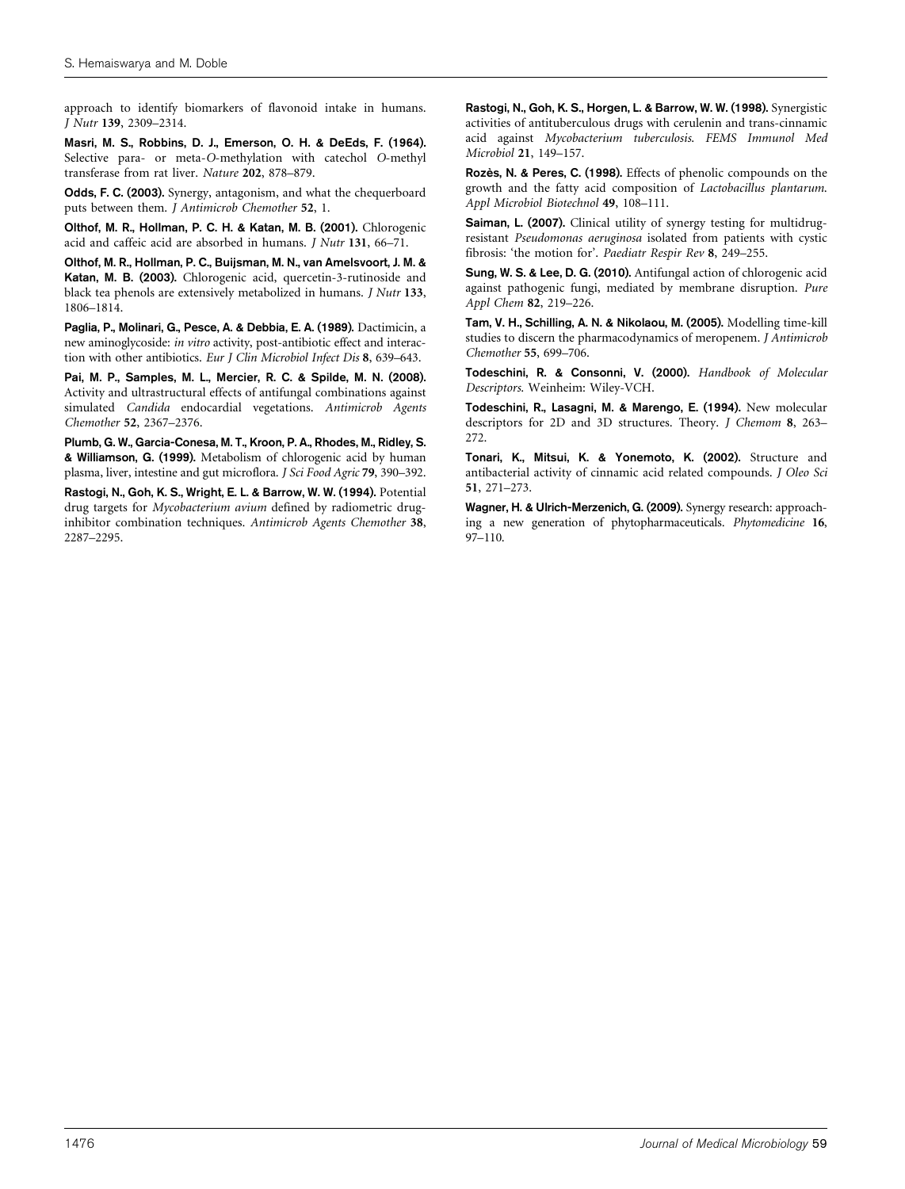approach to identify biomarkers of flavonoid intake in humans. *J Nutr* **139**, 2309–2314.

**Masri, M. S., Robbins, D. J., Emerson, O. H. & DeEds, F. (1964).** Selective para- or meta-*O*-methylation with catechol *O*-methyl transferase from rat liver. *Nature* **202**, 878–879.

**Odds, F. C. (2003).** Synergy, antagonism, and what the chequerboard puts between them. *J Antimicrob Chemother* **52**, 1.

**Olthof, M. R., Hollman, P. C. H. & Katan, M. B. (2001).** Chlorogenic acid and caffeic acid are absorbed in humans. *J Nutr* **131**, 66–71.

**Olthof, M. R., Hollman, P. C., Buijsman, M. N., van Amelsvoort, J. M. & Katan, M. B. (2003).** Chlorogenic acid, quercetin-3-rutinoside and black tea phenols are extensively metabolized in humans. *J Nutr* **133**, 1806–1814.

**Paglia, P., Molinari, G., Pesce, A. & Debbia, E. A. (1989).** Dactimicin, a new aminoglycoside: *in vitro* activity, post-antibiotic effect and interaction with other antibiotics. *Eur J Clin Microbiol Infect Dis* **8**, 639–643.

**Pai, M. P., Samples, M. L., Mercier, R. C. & Spilde, M. N. (2008).** Activity and ultrastructural effects of antifungal combinations against simulated *Candida* endocardial vegetations. *Antimicrob Agents Chemother* **52**, 2367–2376.

**Plumb, G. W., Garcia-Conesa, M. T., Kroon, P. A., Rhodes, M., Ridley, S. & Williamson, G. (1999).** Metabolism of chlorogenic acid by human plasma, liver, intestine and gut microflora. *J Sci Food Agric* **79**, 390–392.

**Rastogi, N., Goh, K. S., Wright, E. L. & Barrow, W. W. (1994).** Potential drug targets for *Mycobacterium avium* defined by radiometric drug-inhibitor combination techniques. *Antimicrob Agents Chemother* **38**, 2287–2295.

**Rastogi, N., Goh, K. S., Horgen, L. & Barrow, W. W. (1998).** Synergistic activities of antituberculous drugs with cerulenin and trans-cinnamic acid against *Mycobacterium tuberculosis*. *FEMS Immunol Med Microbiol* **21**, 149–157.

**Rozès, N. & Peres, C. (1998).** Effects of phenolic compounds on the growth and the fatty acid composition of *Lactobacillus plantarum*. *Appl Microbiol Biotechnol* **49**, 108–111.

**Saiman, L. (2007).** Clinical utility of synergy testing for multidrug-resistant *Pseudomonas aeruginosa* isolated from patients with cystic fibrosis: 'the motion for'. *Paediatr Respir Rev* **8**, 249–255.

**Sung, W. S. & Lee, D. G. (2010).** Antifungal action of chlorogenic acid against pathogenic fungi, mediated by membrane disruption. *Pure Appl Chem* **82**, 219–226.

**Tam, V. H., Schilling, A. N. & Nikolaou, M. (2005).** Modelling time-kill studies to discern the pharmacodynamics of meropenem. *J Antimicrob Chemother* **55**, 699–706.

**Todeschini, R. & Consonni, V. (2000).** *Handbook of Molecular Descriptors*. Weinheim: Wiley-VCH.

**Todeschini, R., Lasagni, M. & Marengo, E. (1994).** New molecular descriptors for 2D and 3D structures. Theory. *J Chemom* **8**, 263–272.

**Tonari, K., Mitsui, K. & Yonemoto, K. (2002).** Structure and antibacterial activity of cinnamic acid related compounds. *J Oleo Sci* **51**, 271–273.

**Wagner, H. & Ulrich-Merzenich, G. (2009).** Synergy research: approaching a new generation of phytopharmaceuticals. *Phytomedicine* **16**, 97–110.